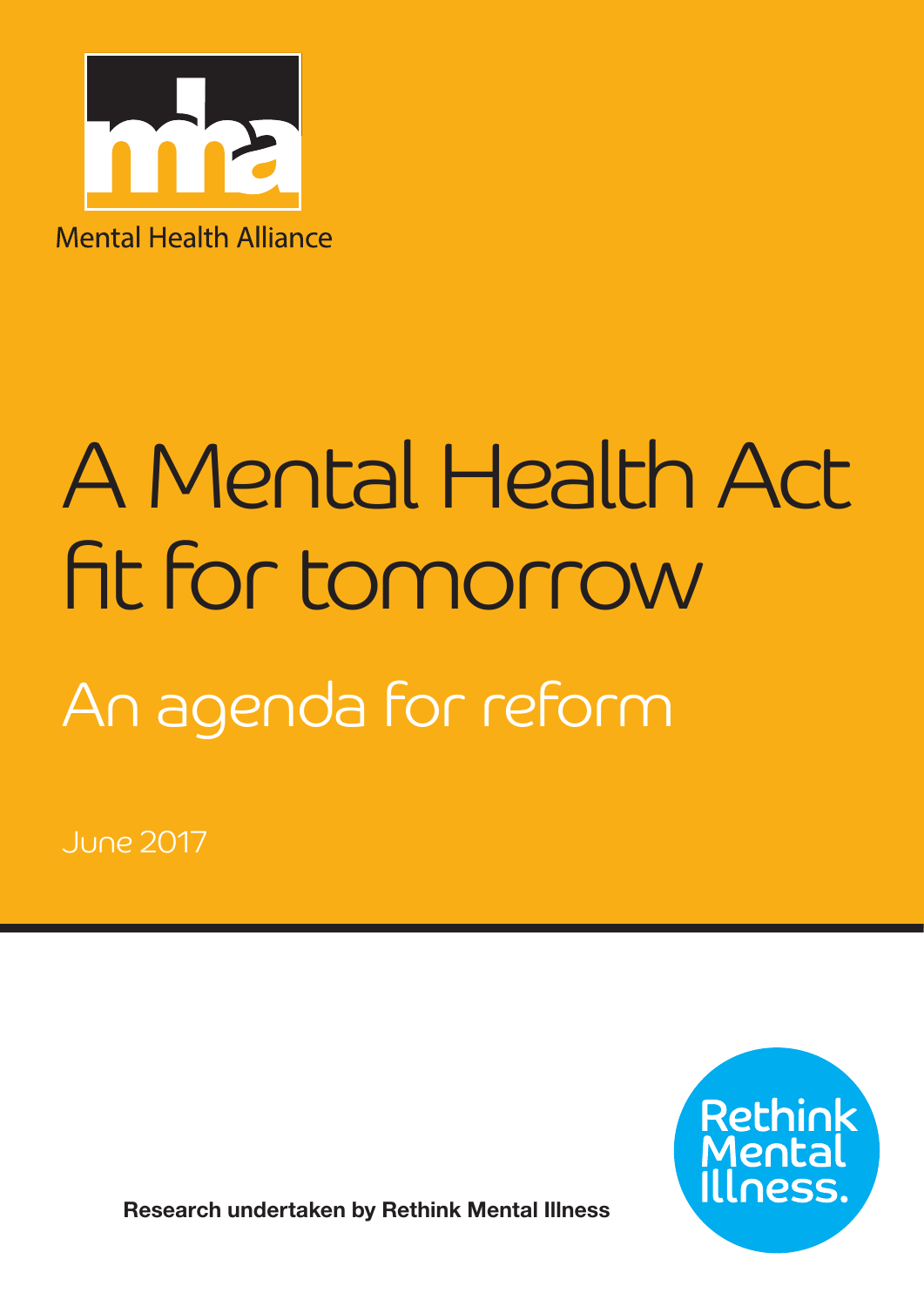Mental Health Alliance

# A Mental Health Act fit for tomorrow

## An agenda for reform

June 2017

**Research undertaken by Rethink Mental Illness**

Rethink Mental Illness.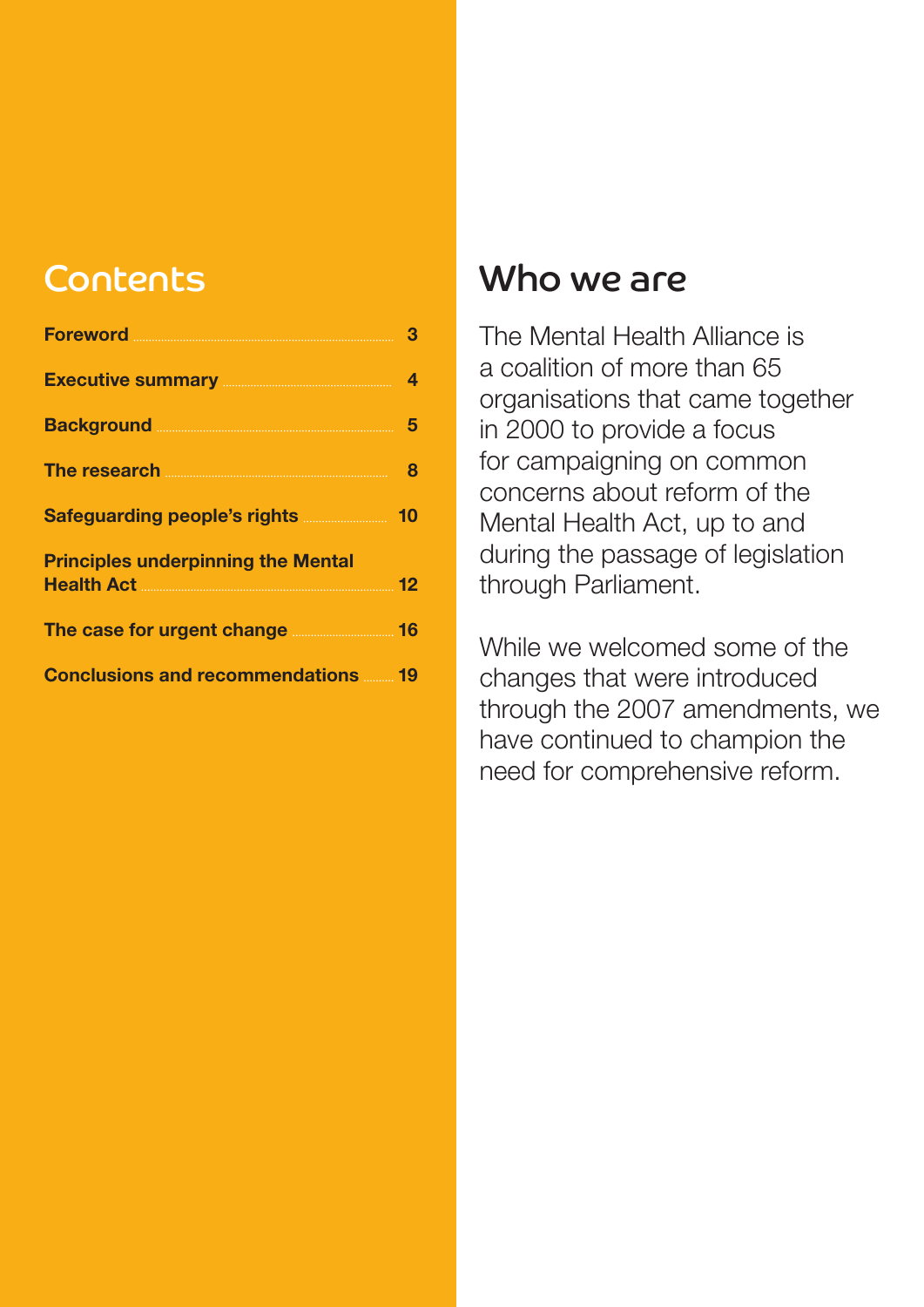## Contents

| | |
|---|---|
| **Foreword** | **3** |
| **Executive summary** | **4** |
| **Background** | **5** |
| **The research** | **8** |
| **Safeguarding people's rights** | **10** |
| **Principles underpinning the Mental Health Act** | **12** |
| **The case for urgent change** | **16** |
| **Conclusions and recommendations** | **19** |

## Who we are

The Mental Health Alliance is a coalition of more than 65 organisations that came together in 2000 to provide a focus for campaigning on common concerns about reform of the Mental Health Act, up to and during the passage of legislation through Parliament.

While we welcomed some of the changes that were introduced through the 2007 amendments, we have continued to champion the need for comprehensive reform.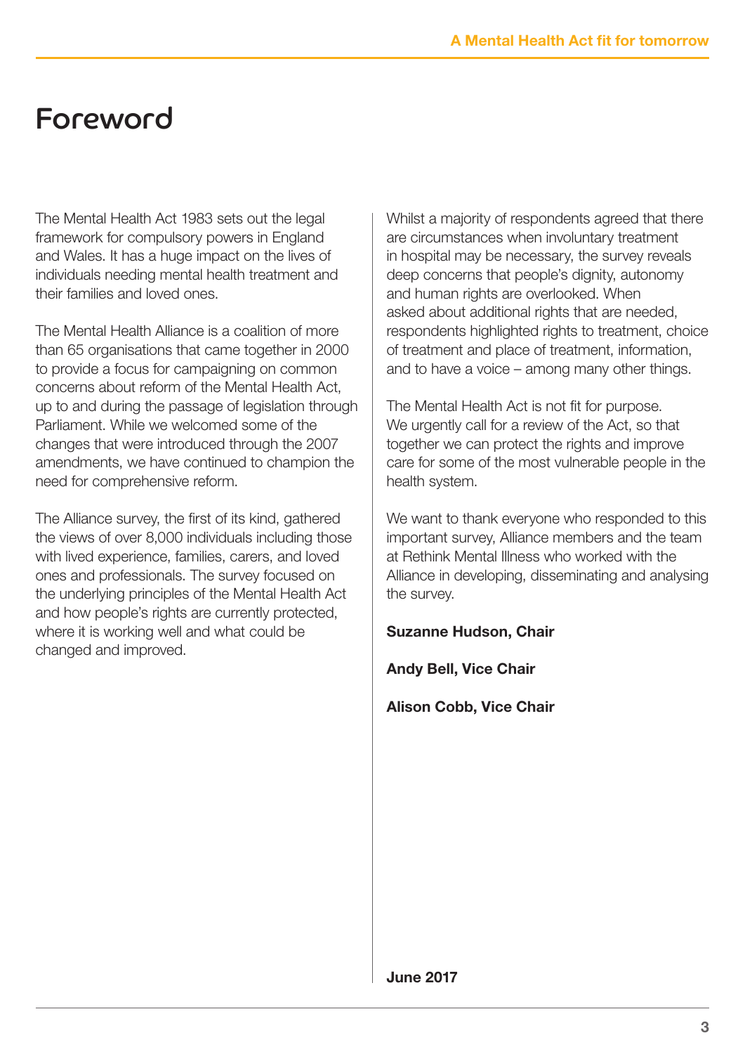# Foreword

The Mental Health Act 1983 sets out the legal framework for compulsory powers in England and Wales. It has a huge impact on the lives of individuals needing mental health treatment and their families and loved ones.

The Mental Health Alliance is a coalition of more than 65 organisations that came together in 2000 to provide a focus for campaigning on common concerns about reform of the Mental Health Act, up to and during the passage of legislation through Parliament. While we welcomed some of the changes that were introduced through the 2007 amendments, we have continued to champion the need for comprehensive reform.

The Alliance survey, the first of its kind, gathered the views of over 8,000 individuals including those with lived experience, families, carers, and loved ones and professionals. The survey focused on the underlying principles of the Mental Health Act and how people's rights are currently protected, where it is working well and what could be changed and improved.

Whilst a majority of respondents agreed that there are circumstances when involuntary treatment in hospital may be necessary, the survey reveals deep concerns that people's dignity, autonomy and human rights are overlooked. When asked about additional rights that are needed, respondents highlighted rights to treatment, choice of treatment and place of treatment, information, and to have a voice – among many other things.

The Mental Health Act is not fit for purpose. We urgently call for a review of the Act, so that together we can protect the rights and improve care for some of the most vulnerable people in the health system.

We want to thank everyone who responded to this important survey, Alliance members and the team at Rethink Mental Illness who worked with the Alliance in developing, disseminating and analysing the survey.

**Suzanne Hudson, Chair**

**Andy Bell, Vice Chair**

**Alison Cobb, Vice Chair**

**June 2017**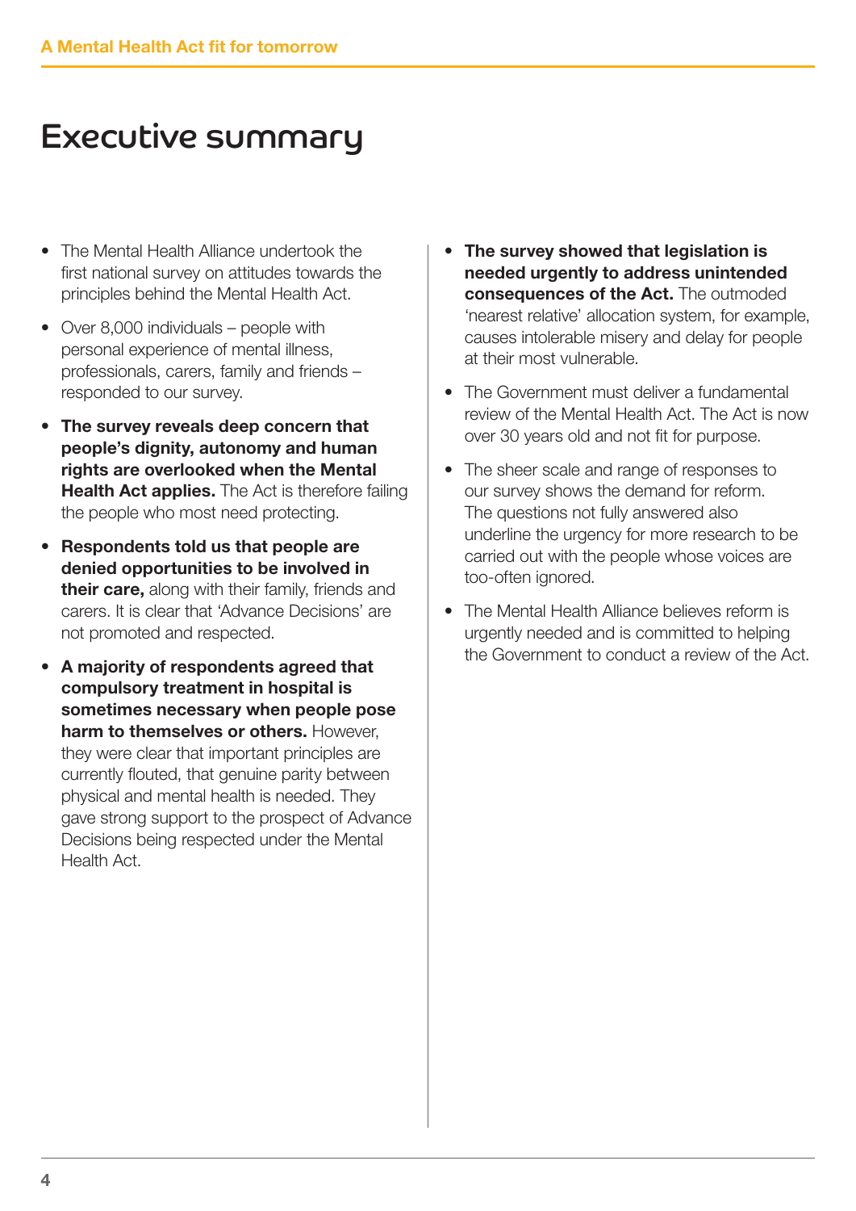# Executive summary

- The Mental Health Alliance undertook the first national survey on attitudes towards the principles behind the Mental Health Act.
- Over 8,000 individuals – people with personal experience of mental illness, professionals, carers, family and friends – responded to our survey.
- **The survey reveals deep concern that people's dignity, autonomy and human rights are overlooked when the Mental Health Act applies.** The Act is therefore failing the people who most need protecting.
- **Respondents told us that people are denied opportunities to be involved in their care,** along with their family, friends and carers. It is clear that 'Advance Decisions' are not promoted and respected.
- **A majority of respondents agreed that compulsory treatment in hospital is sometimes necessary when people pose harm to themselves or others.** However, they were clear that important principles are currently flouted, that genuine parity between physical and mental health is needed. They gave strong support to the prospect of Advance Decisions being respected under the Mental Health Act.
- **The survey showed that legislation is needed urgently to address unintended consequences of the Act.** The outmoded 'nearest relative' allocation system, for example, causes intolerable misery and delay for people at their most vulnerable.
- The Government must deliver a fundamental review of the Mental Health Act. The Act is now over 30 years old and not fit for purpose.
- The sheer scale and range of responses to our survey shows the demand for reform. The questions not fully answered also underline the urgency for more research to be carried out with the people whose voices are too-often ignored.
- The Mental Health Alliance believes reform is urgently needed and is committed to helping the Government to conduct a review of the Act.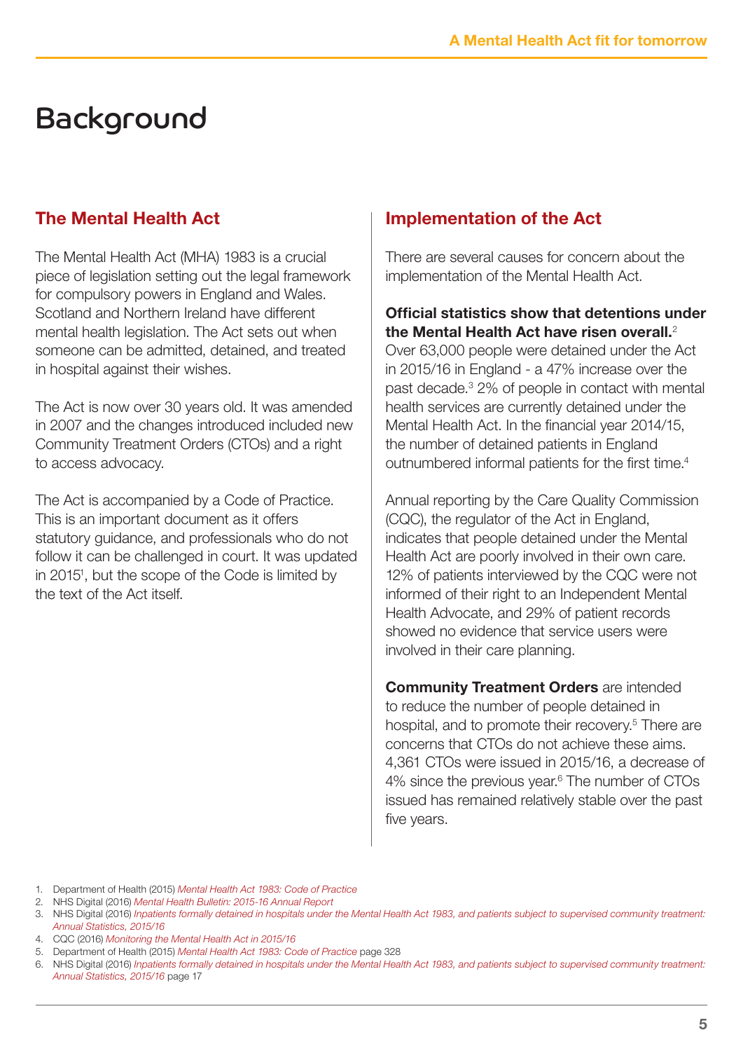# Background

## The Mental Health Act

The Mental Health Act (MHA) 1983 is a crucial piece of legislation setting out the legal framework for compulsory powers in England and Wales. Scotland and Northern Ireland have different mental health legislation. The Act sets out when someone can be admitted, detained, and treated in hospital against their wishes.

The Act is now over 30 years old. It was amended in 2007 and the changes introduced included new Community Treatment Orders (CTOs) and a right to access advocacy.

The Act is accompanied by a Code of Practice. This is an important document as it offers statutory guidance, and professionals who do not follow it can be challenged in court. It was updated in 2015[1], but the scope of the Code is limited by the text of the Act itself.

## Implementation of the Act

There are several causes for concern about the implementation of the Mental Health Act.

**Official statistics show that detentions under the Mental Health Act have risen overall.**[2] Over 63,000 people were detained under the Act in 2015/16 in England - a 47% increase over the past decade.[3] 2% of people in contact with mental health services are currently detained under the Mental Health Act. In the financial year 2014/15, the number of detained patients in England outnumbered informal patients for the first time.[4]

Annual reporting by the Care Quality Commission (CQC), the regulator of the Act in England, indicates that people detained under the Mental Health Act are poorly involved in their own care. 12% of patients interviewed by the CQC were not informed of their right to an Independent Mental Health Advocate, and 29% of patient records showed no evidence that service users were involved in their care planning.

**Community Treatment Orders** are intended to reduce the number of people detained in hospital, and to promote their recovery.[5] There are concerns that CTOs do not achieve these aims. 4,361 CTOs were issued in 2015/16, a decrease of 4% since the previous year.[6] The number of CTOs issued has remained relatively stable over the past five years.

1. Department of Health (2015) *Mental Health Act 1983: Code of Practice*
2. NHS Digital (2016) *Mental Health Bulletin: 2015-16 Annual Report*
3. NHS Digital (2016) *Inpatients formally detained in hospitals under the Mental Health Act 1983, and patients subject to supervised community treatment: Annual Statistics, 2015/16*
4. CQC (2016) *Monitoring the Mental Health Act in 2015/16*
5. Department of Health (2015) *Mental Health Act 1983: Code of Practice* page 328
6. NHS Digital (2016) *Inpatients formally detained in hospitals under the Mental Health Act 1983, and patients subject to supervised community treatment: Annual Statistics, 2015/16* page 17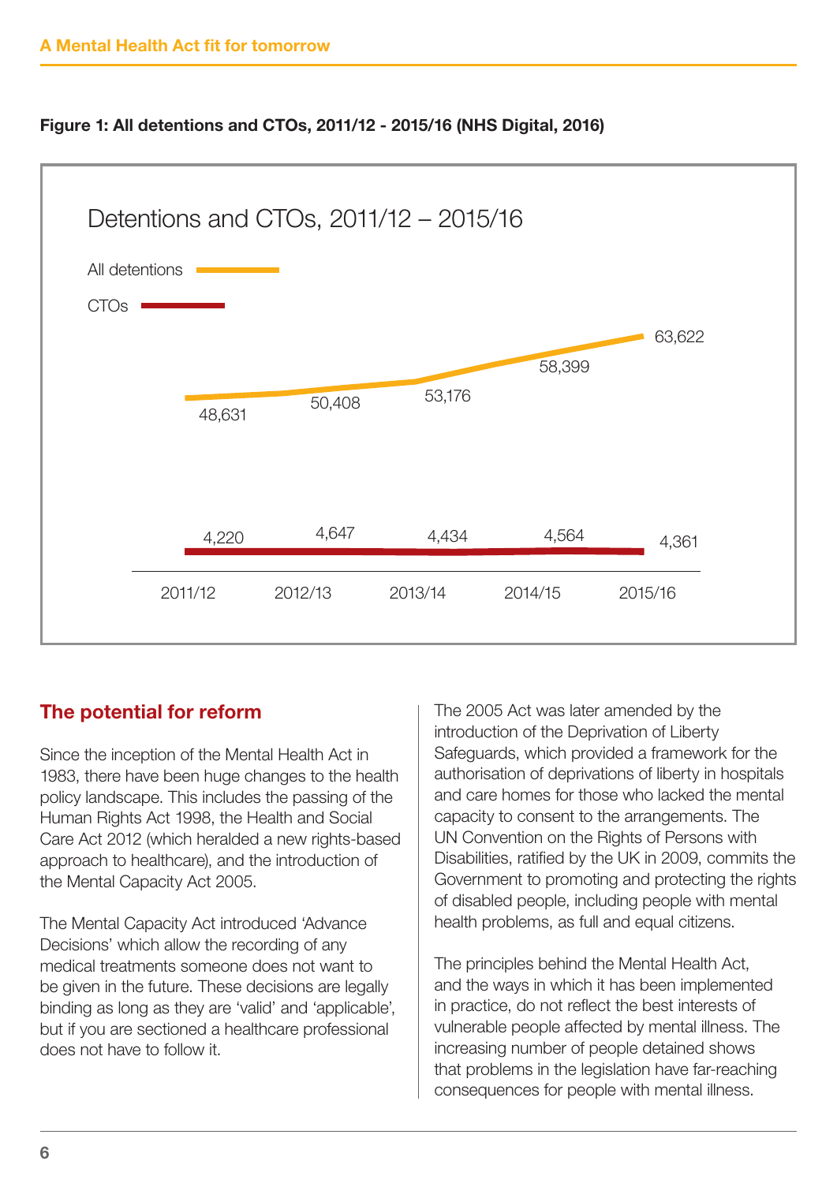**Figure 1: All detentions and CTOs, 2011/12 - 2015/16 (NHS Digital, 2016)**

Detentions and CTOs, 2011/12 – 2015/16

All detentions

CTOs

48,631
50,408
53,176
58,399
63,622

4,220
4,647
4,434
4,564
4,361

2011/12
2012/13
2013/14
2014/15
2015/16

## The potential for reform

Since the inception of the Mental Health Act in 1983, there have been huge changes to the health policy landscape. This includes the passing of the Human Rights Act 1998, the Health and Social Care Act 2012 (which heralded a new rights-based approach to healthcare), and the introduction of the Mental Capacity Act 2005.

The Mental Capacity Act introduced 'Advance Decisions' which allow the recording of any medical treatments someone does not want to be given in the future. These decisions are legally binding as long as they are 'valid' and 'applicable', but if you are sectioned a healthcare professional does not have to follow it.

The 2005 Act was later amended by the introduction of the Deprivation of Liberty Safeguards, which provided a framework for the authorisation of deprivations of liberty in hospitals and care homes for those who lacked the mental capacity to consent to the arrangements. The UN Convention on the Rights of Persons with Disabilities, ratified by the UK in 2009, commits the Government to promoting and protecting the rights of disabled people, including people with mental health problems, as full and equal citizens.

The principles behind the Mental Health Act, and the ways in which it has been implemented in practice, do not reflect the best interests of vulnerable people affected by mental illness. The increasing number of people detained shows that problems in the legislation have far-reaching consequences for people with mental illness.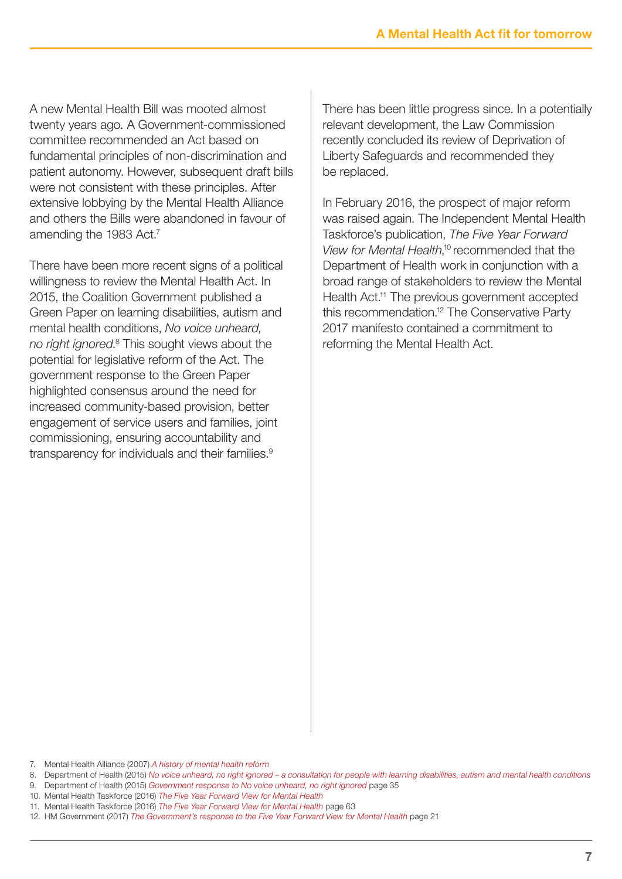A new Mental Health Bill was mooted almost twenty years ago. A Government-commissioned committee recommended an Act based on fundamental principles of non-discrimination and patient autonomy. However, subsequent draft bills were not consistent with these principles. After extensive lobbying by the Mental Health Alliance and others the Bills were abandoned in favour of amending the 1983 Act.[7]

There have been more recent signs of a political willingness to review the Mental Health Act. In 2015, the Coalition Government published a Green Paper on learning disabilities, autism and mental health conditions, *No voice unheard, no right ignored*.[8] This sought views about the potential for legislative reform of the Act. The government response to the Green Paper highlighted consensus around the need for increased community-based provision, better engagement of service users and families, joint commissioning, ensuring accountability and transparency for individuals and their families.[9]

There has been little progress since. In a potentially relevant development, the Law Commission recently concluded its review of Deprivation of Liberty Safeguards and recommended they be replaced.

In February 2016, the prospect of major reform was raised again. The Independent Mental Health Taskforce's publication, *The Five Year Forward View for Mental Health*,[10] recommended that the Department of Health work in conjunction with a broad range of stakeholders to review the Mental Health Act.[11] The previous government accepted this recommendation.[12] The Conservative Party 2017 manifesto contained a commitment to reforming the Mental Health Act.

7. Mental Health Alliance (2007) *A history of mental health reform*
8. Department of Health (2015) *No voice unheard, no right ignored – a consultation for people with learning disabilities, autism and mental health conditions*
9. Department of Health (2015) *Government response to No voice unheard, no right ignored* page 35
10. Mental Health Taskforce (2016) *The Five Year Forward View for Mental Health*
11. Mental Health Taskforce (2016) *The Five Year Forward View for Mental Health* page 63
12. HM Government (2017) *The Government's response to the Five Year Forward View for Mental Health* page 21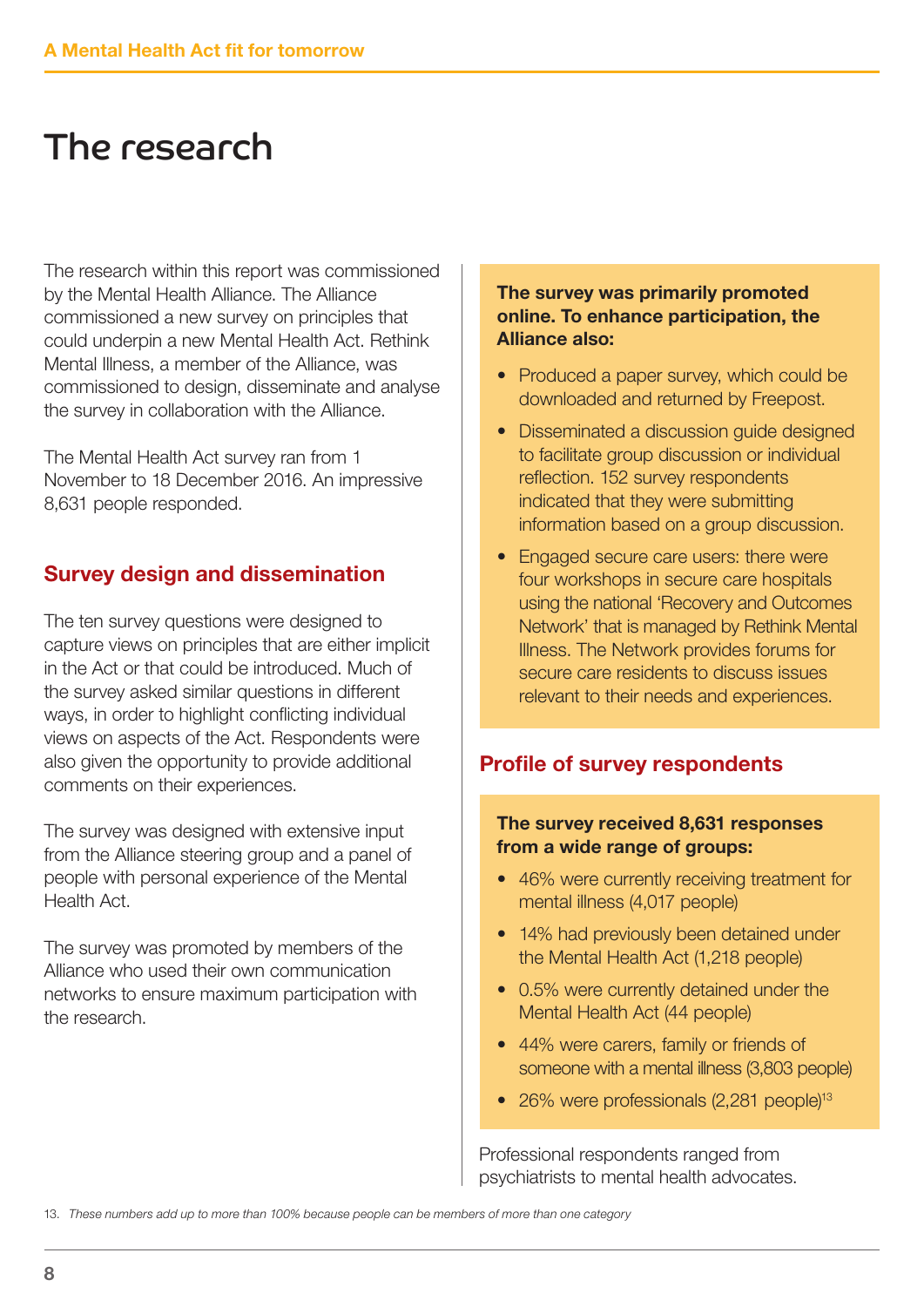# The research

The research within this report was commissioned by the Mental Health Alliance. The Alliance commissioned a new survey on principles that could underpin a new Mental Health Act. Rethink Mental Illness, a member of the Alliance, was commissioned to design, disseminate and analyse the survey in collaboration with the Alliance.

The Mental Health Act survey ran from 1 November to 18 December 2016. An impressive 8,631 people responded.

## Survey design and dissemination

The ten survey questions were designed to capture views on principles that are either implicit in the Act or that could be introduced. Much of the survey asked similar questions in different ways, in order to highlight conflicting individual views on aspects of the Act. Respondents were also given the opportunity to provide additional comments on their experiences.

The survey was designed with extensive input from the Alliance steering group and a panel of people with personal experience of the Mental Health Act.

The survey was promoted by members of the Alliance who used their own communication networks to ensure maximum participation with the research.

**The survey was primarily promoted online. To enhance participation, the Alliance also:**

- Produced a paper survey, which could be downloaded and returned by Freepost.
- Disseminated a discussion guide designed to facilitate group discussion or individual reflection. 152 survey respondents indicated that they were submitting information based on a group discussion.
- Engaged secure care users: there were four workshops in secure care hospitals using the national 'Recovery and Outcomes Network' that is managed by Rethink Mental Illness. The Network provides forums for secure care residents to discuss issues relevant to their needs and experiences.

## Profile of survey respondents

**The survey received 8,631 responses from a wide range of groups:**

- 46% were currently receiving treatment for mental illness (4,017 people)
- 14% had previously been detained under the Mental Health Act (1,218 people)
- 0.5% were currently detained under the Mental Health Act (44 people)
- 44% were carers, family or friends of someone with a mental illness (3,803 people)
- 26% were professionals (2,281 people)[13]

Professional respondents ranged from psychiatrists to mental health advocates.

13. *These numbers add up to more than 100% because people can be members of more than one category*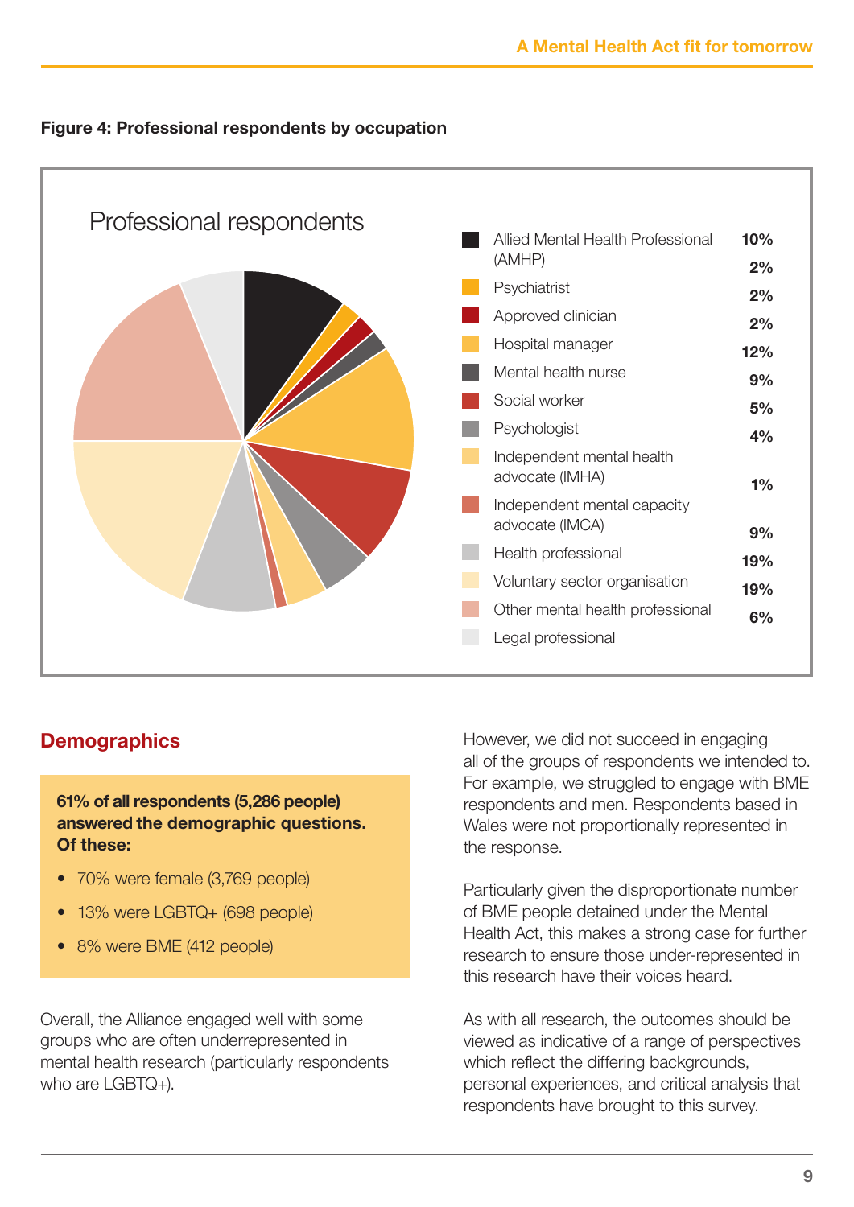**Figure 4: Professional respondents by occupation**

Professional respondents

Allied Mental Health Professional (AMHP) 10%
Psychiatrist 2%
Approved clinician 2%
Hospital manager 2%
Mental health nurse 12%
Social worker 9%
Psychologist 5%
Independent mental health advocate (IMHA) 4%
Independent mental capacity advocate (IMCA) 1%
Health professional 9%
Voluntary sector organisation 19%
Other mental health professional 19%
Legal professional 6%

## Demographics

**61% of all respondents (5,286 people) answered the demographic questions. Of these:**

- 70% were female (3,769 people)
- 13% were LGBTQ+ (698 people)
- 8% were BME (412 people)

Overall, the Alliance engaged well with some groups who are often underrepresented in mental health research (particularly respondents who are LGBTQ+).

However, we did not succeed in engaging all of the groups of respondents we intended to. For example, we struggled to engage with BME respondents and men. Respondents based in Wales were not proportionally represented in the response.

Particularly given the disproportionate number of BME people detained under the Mental Health Act, this makes a strong case for further research to ensure those under-represented in this research have their voices heard.

As with all research, the outcomes should be viewed as indicative of a range of perspectives which reflect the differing backgrounds, personal experiences, and critical analysis that respondents have brought to this survey.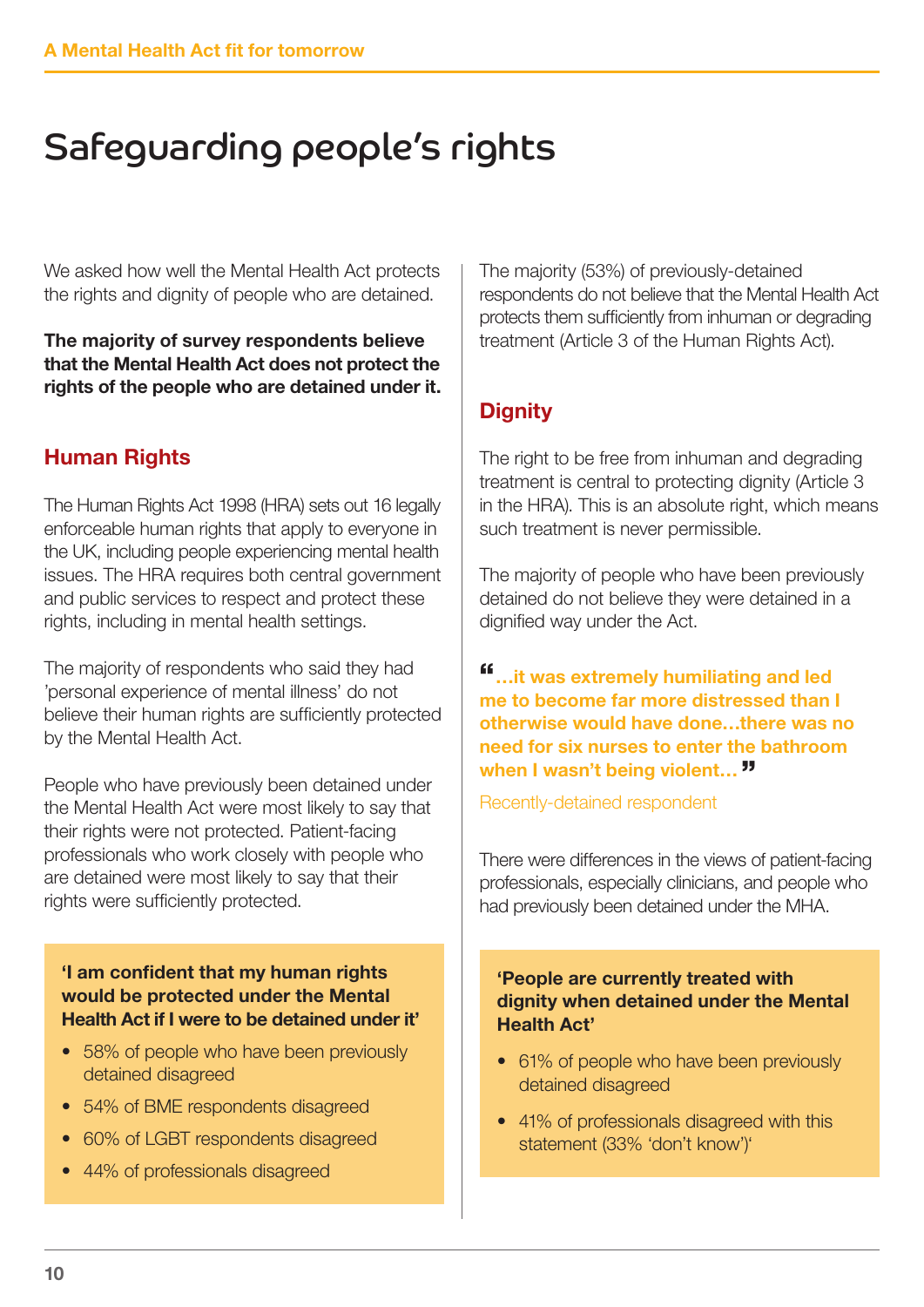# Safeguarding people's rights

We asked how well the Mental Health Act protects the rights and dignity of people who are detained.

**The majority of survey respondents believe that the Mental Health Act does not protect the rights of the people who are detained under it.**

## Human Rights

The Human Rights Act 1998 (HRA) sets out 16 legally enforceable human rights that apply to everyone in the UK, including people experiencing mental health issues. The HRA requires both central government and public services to respect and protect these rights, including in mental health settings.

The majority of respondents who said they had 'personal experience of mental illness' do not believe their human rights are sufficiently protected by the Mental Health Act.

People who have previously been detained under the Mental Health Act were most likely to say that their rights were not protected. Patient-facing professionals who work closely with people who are detained were most likely to say that their rights were sufficiently protected.

**'I am confident that my human rights would be protected under the Mental Health Act if I were to be detained under it'**

- 58% of people who have been previously detained disagreed
- 54% of BME respondents disagreed
- 60% of LGBT respondents disagreed
- 44% of professionals disagreed

The majority (53%) of previously-detained respondents do not believe that the Mental Health Act protects them sufficiently from inhuman or degrading treatment (Article 3 of the Human Rights Act).

## Dignity

The right to be free from inhuman and degrading treatment is central to protecting dignity (Article 3 in the HRA). This is an absolute right, which means such treatment is never permissible.

The majority of people who have been previously detained do not believe they were detained in a dignified way under the Act.

**"…it was extremely humiliating and led me to become far more distressed than I otherwise would have done…there was no need for six nurses to enter the bathroom when I wasn't being violent…"**

Recently-detained respondent

There were differences in the views of patient-facing professionals, especially clinicians, and people who had previously been detained under the MHA.

**'People are currently treated with dignity when detained under the Mental Health Act'**

- 61% of people who have been previously detained disagreed
- 41% of professionals disagreed with this statement (33% 'don't know')'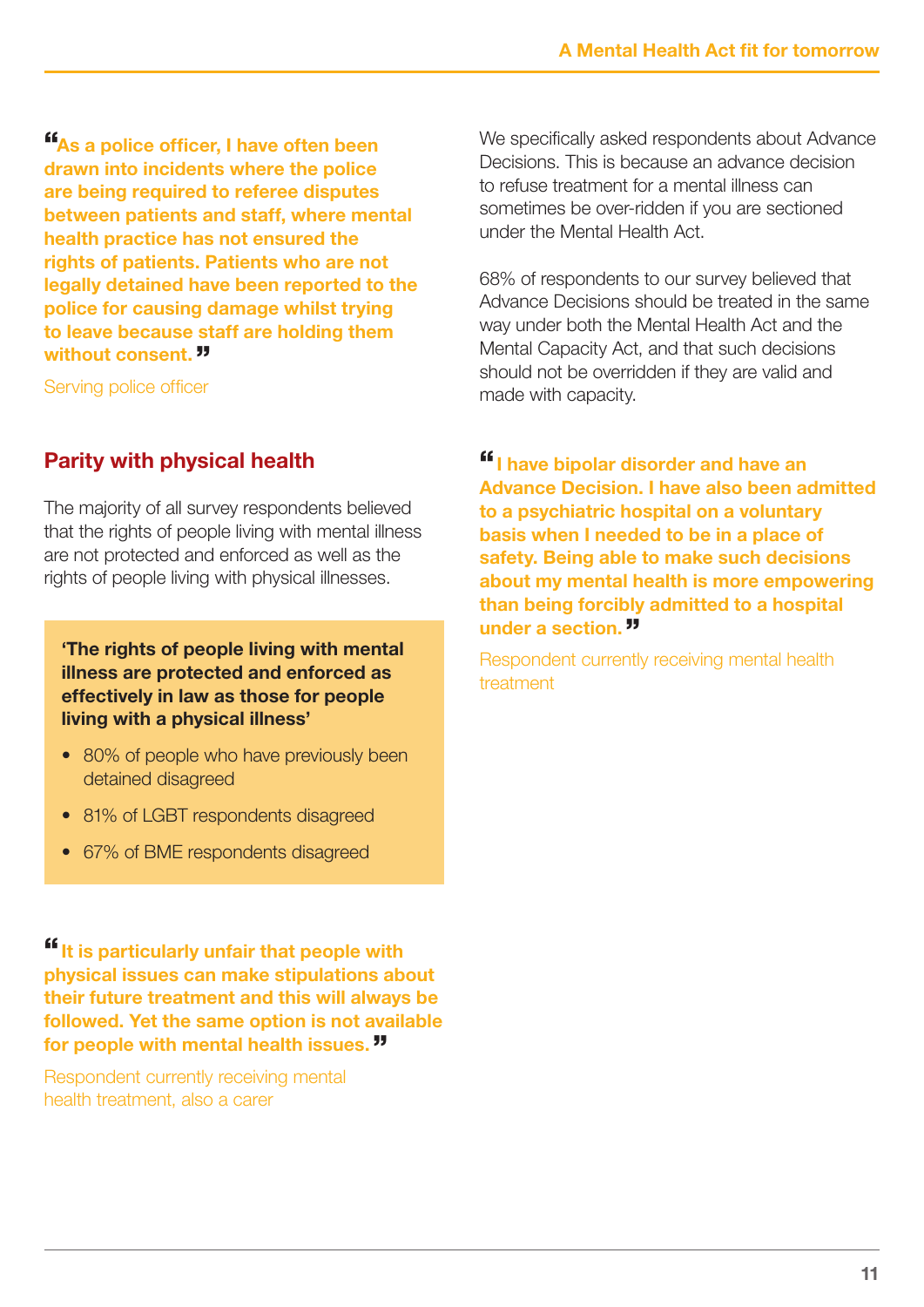> **"As a police officer, I have often been drawn into incidents where the police are being required to referee disputes between patients and staff, where mental health practice has not ensured the rights of patients. Patients who are not legally detained have been reported to the police for causing damage whilst trying to leave because staff are holding them without consent."**
>
> Serving police officer

## Parity with physical health

The majority of all survey respondents believed that the rights of people living with mental illness are not protected and enforced as well as the rights of people living with physical illnesses.

**'The rights of people living with mental illness are protected and enforced as effectively in law as those for people living with a physical illness'**

- 80% of people who have previously been detained disagreed
- 81% of LGBT respondents disagreed
- 67% of BME respondents disagreed

> **"It is particularly unfair that people with physical issues can make stipulations about their future treatment and this will always be followed. Yet the same option is not available for people with mental health issues."**
>
> Respondent currently receiving mental health treatment, also a carer

We specifically asked respondents about Advance Decisions. This is because an advance decision to refuse treatment for a mental illness can sometimes be over-ridden if you are sectioned under the Mental Health Act.

68% of respondents to our survey believed that Advance Decisions should be treated in the same way under both the Mental Health Act and the Mental Capacity Act, and that such decisions should not be overridden if they are valid and made with capacity.

> **"I have bipolar disorder and have an Advance Decision. I have also been admitted to a psychiatric hospital on a voluntary basis when I needed to be in a place of safety. Being able to make such decisions about my mental health is more empowering than being forcibly admitted to a hospital under a section."**
>
> Respondent currently receiving mental health treatment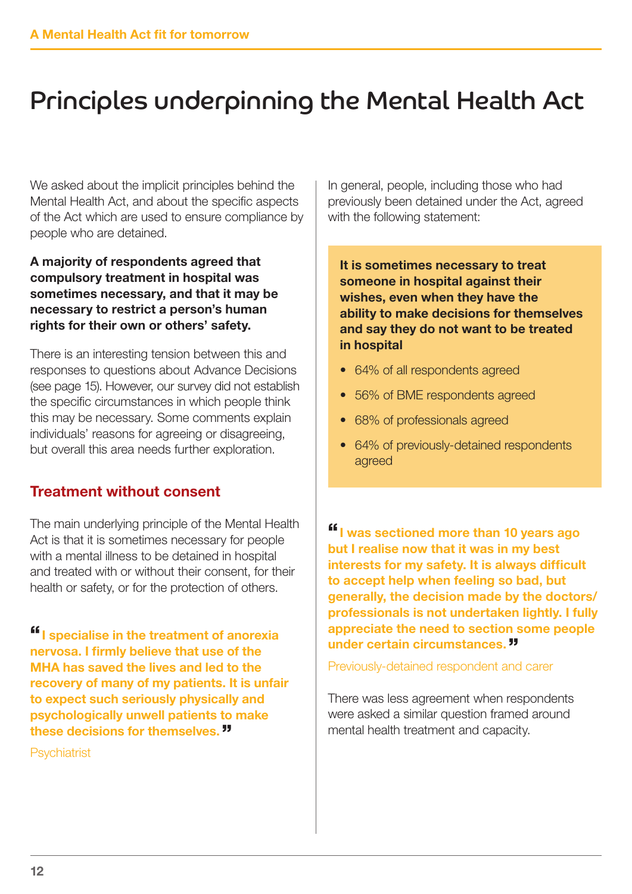# Principles underpinning the Mental Health Act

We asked about the implicit principles behind the Mental Health Act, and about the specific aspects of the Act which are used to ensure compliance by people who are detained.

**A majority of respondents agreed that compulsory treatment in hospital was sometimes necessary, and that it may be necessary to restrict a person's human rights for their own or others' safety.**

There is an interesting tension between this and responses to questions about Advance Decisions (see page 15). However, our survey did not establish the specific circumstances in which people think this may be necessary. Some comments explain individuals' reasons for agreeing or disagreeing, but overall this area needs further exploration.

## Treatment without consent

The main underlying principle of the Mental Health Act is that it is sometimes necessary for people with a mental illness to be detained in hospital and treated with or without their consent, for their health or safety, or for the protection of others.

> **"I specialise in the treatment of anorexia nervosa. I firmly believe that use of the MHA has saved the lives and led to the recovery of many of my patients. It is unfair to expect such seriously physically and psychologically unwell patients to make these decisions for themselves."**
>
> Psychiatrist

In general, people, including those who had previously been detained under the Act, agreed with the following statement:

**It is sometimes necessary to treat someone in hospital against their wishes, even when they have the ability to make decisions for themselves and say they do not want to be treated in hospital**

- 64% of all respondents agreed
- 56% of BME respondents agreed
- 68% of professionals agreed
- 64% of previously-detained respondents agreed

> **"I was sectioned more than 10 years ago but I realise now that it was in my best interests for my safety. It is always difficult to accept help when feeling so bad, but generally, the decision made by the doctors/ professionals is not undertaken lightly. I fully appreciate the need to section some people under certain circumstances."**
>
> Previously-detained respondent and carer

There was less agreement when respondents were asked a similar question framed around mental health treatment and capacity.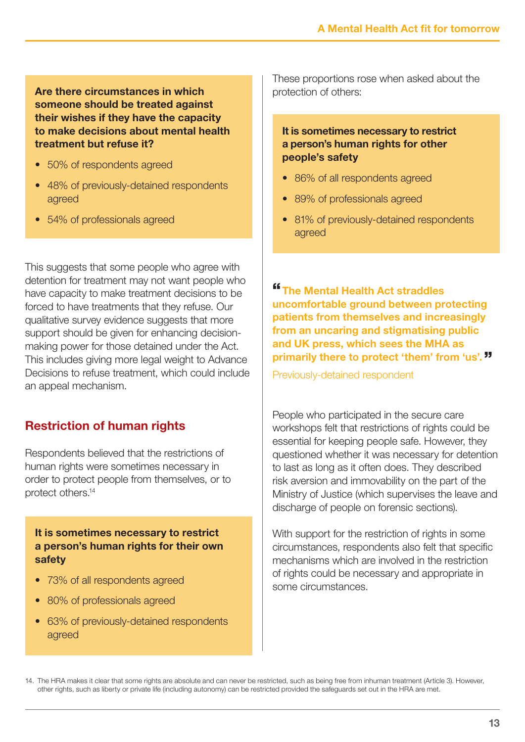**Are there circumstances in which someone should be treated against their wishes if they have the capacity to make decisions about mental health treatment but refuse it?**

- 50% of respondents agreed
- 48% of previously-detained respondents agreed
- 54% of professionals agreed

This suggests that some people who agree with detention for treatment may not want people who have capacity to make treatment decisions to be forced to have treatments that they refuse. Our qualitative survey evidence suggests that more support should be given for enhancing decision-making power for those detained under the Act. This includes giving more legal weight to Advance Decisions to refuse treatment, which could include an appeal mechanism.

## Restriction of human rights

Respondents believed that the restrictions of human rights were sometimes necessary in order to protect people from themselves, or to protect others.[14]

**It is sometimes necessary to restrict a person's human rights for their own safety**

- 73% of all respondents agreed
- 80% of professionals agreed
- 63% of previously-detained respondents agreed

These proportions rose when asked about the protection of others:

**It is sometimes necessary to restrict a person's human rights for other people's safety**

- 86% of all respondents agreed
- 89% of professionals agreed
- 81% of previously-detained respondents agreed

> **"The Mental Health Act straddles uncomfortable ground between protecting patients from themselves and increasingly from an uncaring and stigmatising public and UK press, which sees the MHA as primarily there to protect 'them' from 'us'."**
>
> Previously-detained respondent

People who participated in the secure care workshops felt that restrictions of rights could be essential for keeping people safe. However, they questioned whether it was necessary for detention to last as long as it often does. They described risk aversion and immovability on the part of the Ministry of Justice (which supervises the leave and discharge of people on forensic sections).

With support for the restriction of rights in some circumstances, respondents also felt that specific mechanisms which are involved in the restriction of rights could be necessary and appropriate in some circumstances.

14. The HRA makes it clear that some rights are absolute and can never be restricted, such as being free from inhuman treatment (Article 3). However, other rights, such as liberty or private life (including autonomy) can be restricted provided the safeguards set out in the HRA are met.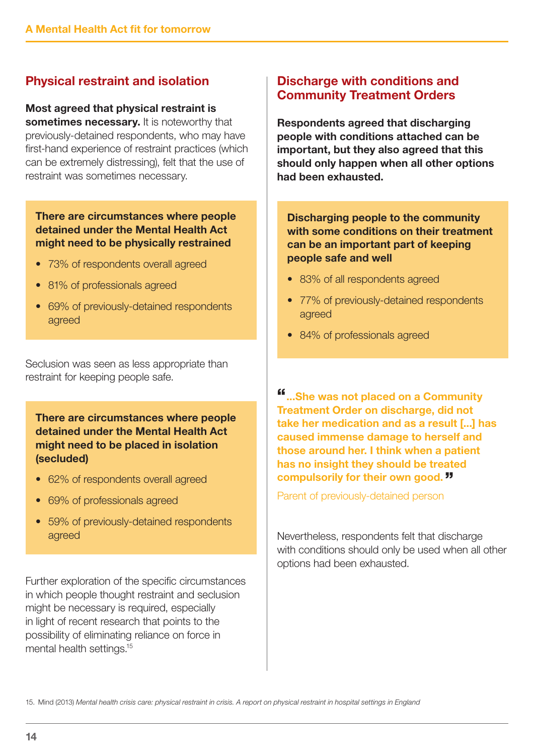## Physical restraint and isolation

**Most agreed that physical restraint is sometimes necessary.** It is noteworthy that previously-detained respondents, who may have first-hand experience of restraint practices (which can be extremely distressing), felt that the use of restraint was sometimes necessary.

**There are circumstances where people detained under the Mental Health Act might need to be physically restrained**

- 73% of respondents overall agreed
- 81% of professionals agreed
- 69% of previously-detained respondents agreed

Seclusion was seen as less appropriate than restraint for keeping people safe.

**There are circumstances where people detained under the Mental Health Act might need to be placed in isolation (secluded)**

- 62% of respondents overall agreed
- 69% of professionals agreed
- 59% of previously-detained respondents agreed

Further exploration of the specific circumstances in which people thought restraint and seclusion might be necessary is required, especially in light of recent research that points to the possibility of eliminating reliance on force in mental health settings.[15]

## Discharge with conditions and Community Treatment Orders

**Respondents agreed that discharging people with conditions attached can be important, but they also agreed that this should only happen when all other options had been exhausted.**

**Discharging people to the community with some conditions on their treatment can be an important part of keeping people safe and well**

- 83% of all respondents agreed
- 77% of previously-detained respondents agreed
- 84% of professionals agreed

**"...She was not placed on a Community Treatment Order on discharge, did not take her medication and as a result [...] has caused immense damage to herself and those around her. I think when a patient has no insight they should be treated compulsorily for their own good."**

Parent of previously-detained person

Nevertheless, respondents felt that discharge with conditions should only be used when all other options had been exhausted.

15. Mind (2013) *Mental health crisis care: physical restraint in crisis. A report on physical restraint in hospital settings in England*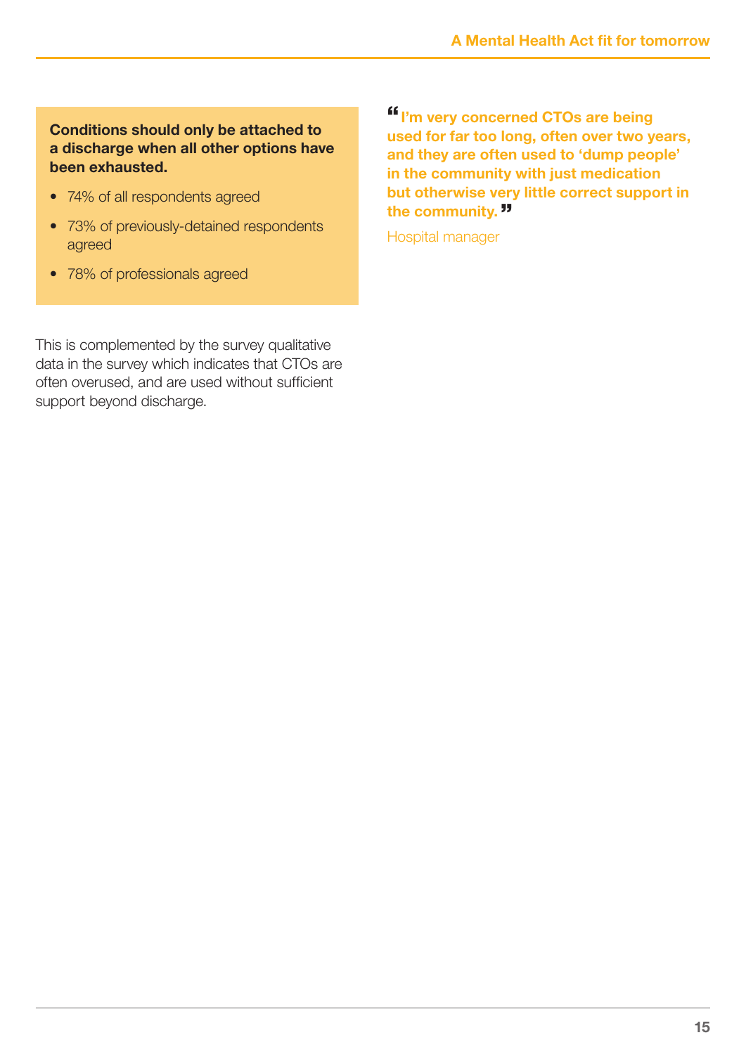**Conditions should only be attached to a discharge when all other options have been exhausted.**

- 74% of all respondents agreed
- 73% of previously-detained respondents agreed
- 78% of professionals agreed

This is complemented by the survey qualitative data in the survey which indicates that CTOs are often overused, and are used without sufficient support beyond discharge.

**"I'm very concerned CTOs are being used for far too long, often over two years, and they are often used to 'dump people' in the community with just medication but otherwise very little correct support in the community."**

Hospital manager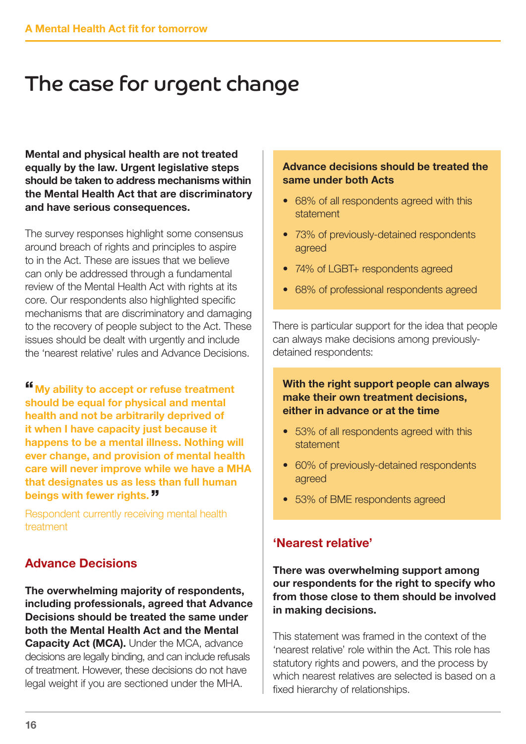# The case for urgent change

**Mental and physical health are not treated equally by the law. Urgent legislative steps should be taken to address mechanisms within the Mental Health Act that are discriminatory and have serious consequences.**

The survey responses highlight some consensus around breach of rights and principles to aspire to in the Act. These are issues that we believe can only be addressed through a fundamental review of the Mental Health Act with rights at its core. Our respondents also highlighted specific mechanisms that are discriminatory and damaging to the recovery of people subject to the Act. These issues should be dealt with urgently and include the 'nearest relative' rules and Advance Decisions.

> **"My ability to accept or refuse treatment should be equal for physical and mental health and not be arbitrarily deprived of it when I have capacity just because it happens to be a mental illness. Nothing will ever change, and provision of mental health care will never improve while we have a MHA that designates us as less than full human beings with fewer rights."**
>
> Respondent currently receiving mental health treatment

## Advance Decisions

**The overwhelming majority of respondents, including professionals, agreed that Advance Decisions should be treated the same under both the Mental Health Act and the Mental Capacity Act (MCA).** Under the MCA, advance decisions are legally binding, and can include refusals of treatment. However, these decisions do not have legal weight if you are sectioned under the MHA.

**Advance decisions should be treated the same under both Acts**

- 68% of all respondents agreed with this statement
- 73% of previously-detained respondents agreed
- 74% of LGBT+ respondents agreed
- 68% of professional respondents agreed

There is particular support for the idea that people can always make decisions among previously-detained respondents:

**With the right support people can always make their own treatment decisions, either in advance or at the time**

- 53% of all respondents agreed with this statement
- 60% of previously-detained respondents agreed
- 53% of BME respondents agreed

## 'Nearest relative'

**There was overwhelming support among our respondents for the right to specify who from those close to them should be involved in making decisions.**

This statement was framed in the context of the 'nearest relative' role within the Act. This role has statutory rights and powers, and the process by which nearest relatives are selected is based on a fixed hierarchy of relationships.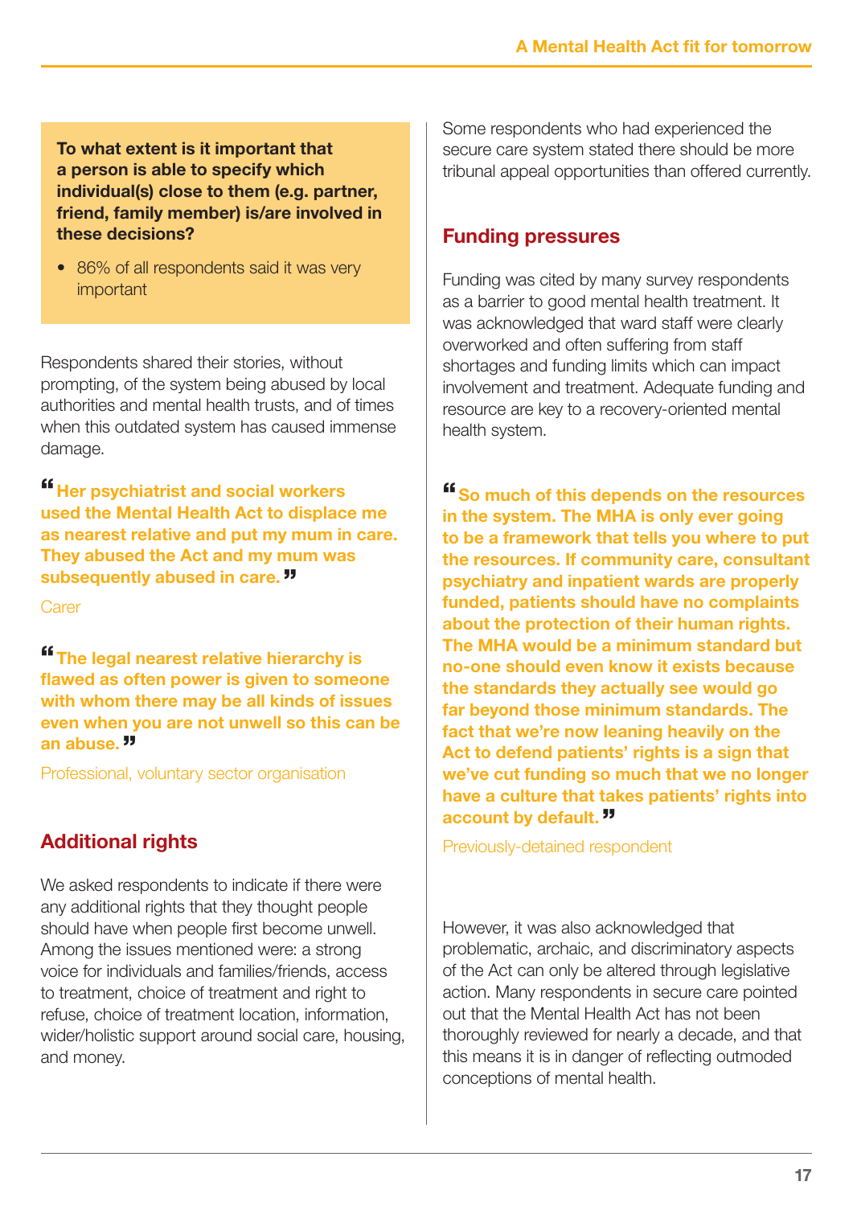**To what extent is it important that a person is able to specify which individual(s) close to them (e.g. partner, friend, family member) is/are involved in these decisions?**

- 86% of all respondents said it was very important

Respondents shared their stories, without prompting, of the system being abused by local authorities and mental health trusts, and of times when this outdated system has caused immense damage.

> **"Her psychiatrist and social workers used the Mental Health Act to displace me as nearest relative and put my mum in care. They abused the Act and my mum was subsequently abused in care."**
>
> Carer

> **"The legal nearest relative hierarchy is flawed as often power is given to someone with whom there may be all kinds of issues even when you are not unwell so this can be an abuse."**
>
> Professional, voluntary sector organisation

## Additional rights

We asked respondents to indicate if there were any additional rights that they thought people should have when people first become unwell. Among the issues mentioned were: a strong voice for individuals and families/friends, access to treatment, choice of treatment and right to refuse, choice of treatment location, information, wider/holistic support around social care, housing, and money.

Some respondents who had experienced the secure care system stated there should be more tribunal appeal opportunities than offered currently.

## Funding pressures

Funding was cited by many survey respondents as a barrier to good mental health treatment. It was acknowledged that ward staff were clearly overworked and often suffering from staff shortages and funding limits which can impact involvement and treatment. Adequate funding and resource are key to a recovery-oriented mental health system.

> **"So much of this depends on the resources in the system. The MHA is only ever going to be a framework that tells you where to put the resources. If community care, consultant psychiatry and inpatient wards are properly funded, patients should have no complaints about the protection of their human rights. The MHA would be a minimum standard but no-one should even know it exists because the standards they actually see would go far beyond those minimum standards. The fact that we're now leaning heavily on the Act to defend patients' rights is a sign that we've cut funding so much that we no longer have a culture that takes patients' rights into account by default."**
>
> Previously-detained respondent

However, it was also acknowledged that problematic, archaic, and discriminatory aspects of the Act can only be altered through legislative action. Many respondents in secure care pointed out that the Mental Health Act has not been thoroughly reviewed for nearly a decade, and that this means it is in danger of reflecting outmoded conceptions of mental health.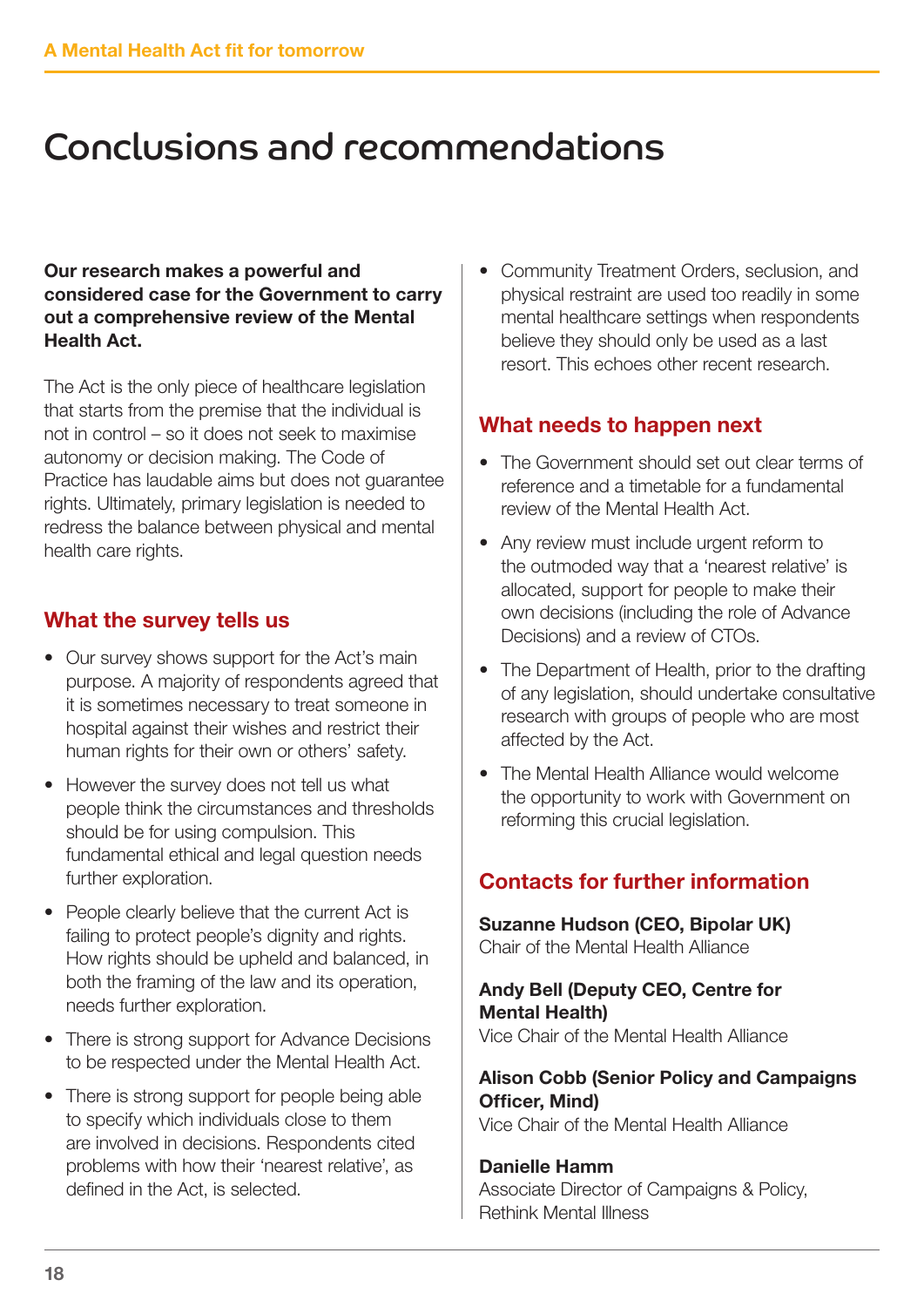# Conclusions and recommendations

**Our research makes a powerful and considered case for the Government to carry out a comprehensive review of the Mental Health Act.**

The Act is the only piece of healthcare legislation that starts from the premise that the individual is not in control – so it does not seek to maximise autonomy or decision making. The Code of Practice has laudable aims but does not guarantee rights. Ultimately, primary legislation is needed to redress the balance between physical and mental health care rights.

## What the survey tells us

- Our survey shows support for the Act's main purpose. A majority of respondents agreed that it is sometimes necessary to treat someone in hospital against their wishes and restrict their human rights for their own or others' safety.
- However the survey does not tell us what people think the circumstances and thresholds should be for using compulsion. This fundamental ethical and legal question needs further exploration.
- People clearly believe that the current Act is failing to protect people's dignity and rights. How rights should be upheld and balanced, in both the framing of the law and its operation, needs further exploration.
- There is strong support for Advance Decisions to be respected under the Mental Health Act.
- There is strong support for people being able to specify which individuals close to them are involved in decisions. Respondents cited problems with how their 'nearest relative', as defined in the Act, is selected.
- Community Treatment Orders, seclusion, and physical restraint are used too readily in some mental healthcare settings when respondents believe they should only be used as a last resort. This echoes other recent research.

## What needs to happen next

- The Government should set out clear terms of reference and a timetable for a fundamental review of the Mental Health Act.
- Any review must include urgent reform to the outmoded way that a 'nearest relative' is allocated, support for people to make their own decisions (including the role of Advance Decisions) and a review of CTOs.
- The Department of Health, prior to the drafting of any legislation, should undertake consultative research with groups of people who are most affected by the Act.
- The Mental Health Alliance would welcome the opportunity to work with Government on reforming this crucial legislation.

## Contacts for further information

**Suzanne Hudson (CEO, Bipolar UK)**
Chair of the Mental Health Alliance

**Andy Bell (Deputy CEO, Centre for Mental Health)**
Vice Chair of the Mental Health Alliance

**Alison Cobb (Senior Policy and Campaigns Officer, Mind)**
Vice Chair of the Mental Health Alliance

**Danielle Hamm**
Associate Director of Campaigns & Policy, Rethink Mental Illness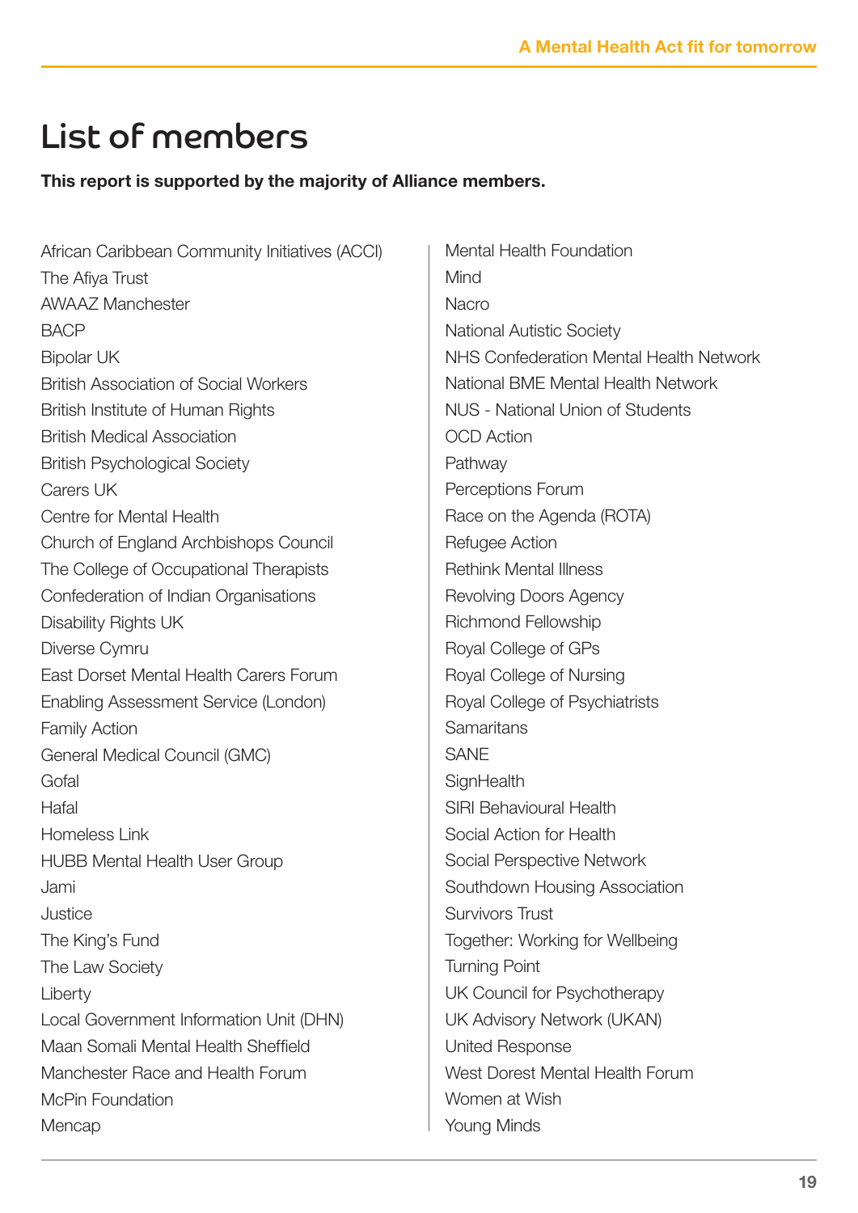# List of members

**This report is supported by the majority of Alliance members.**

African Caribbean Community Initiatives (ACCI)
The Afiya Trust
AWAAZ Manchester
BACP
Bipolar UK
British Association of Social Workers
British Institute of Human Rights
British Medical Association
British Psychological Society
Carers UK
Centre for Mental Health
Church of England Archbishops Council
The College of Occupational Therapists
Confederation of Indian Organisations
Disability Rights UK
Diverse Cymru
East Dorset Mental Health Carers Forum
Enabling Assessment Service (London)
Family Action
General Medical Council (GMC)
Gofal
Hafal
Homeless Link
HUBB Mental Health User Group
Jami
Justice
The King's Fund
The Law Society
Liberty
Local Government Information Unit (DHN)
Maan Somali Mental Health Sheffield
Manchester Race and Health Forum
McPin Foundation
Mencap
Mental Health Foundation
Mind
Nacro
National Autistic Society
NHS Confederation Mental Health Network
National BME Mental Health Network
NUS - National Union of Students
OCD Action
Pathway
Perceptions Forum
Race on the Agenda (ROTA)
Refugee Action
Rethink Mental Illness
Revolving Doors Agency
Richmond Fellowship
Royal College of GPs
Royal College of Nursing
Royal College of Psychiatrists
Samaritans
SANE
SignHealth
SIRI Behavioural Health
Social Action for Health
Social Perspective Network
Southdown Housing Association
Survivors Trust
Together: Working for Wellbeing
Turning Point
UK Council for Psychotherapy
UK Advisory Network (UKAN)
United Response
West Dorest Mental Health Forum
Women at Wish
Young Minds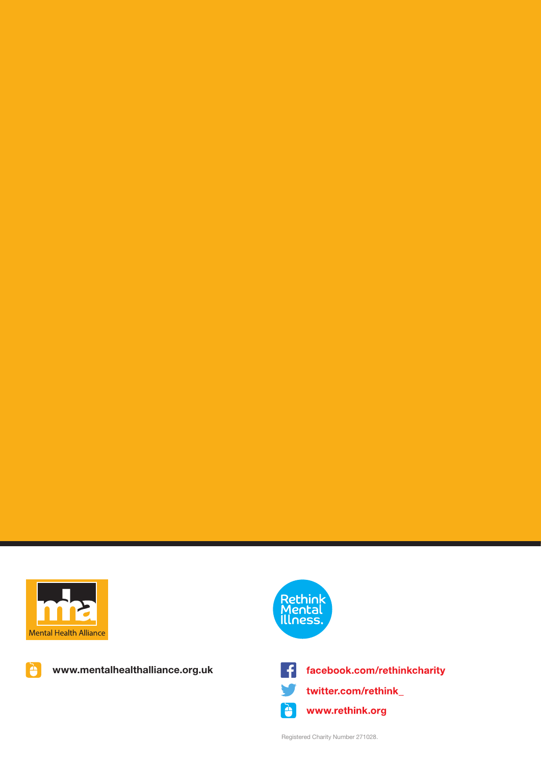Mental Health Alliance

www.mentalhealthalliance.org.uk

Rethink Mental Illness.

facebook.com/rethinkcharity

twitter.com/rethink_

www.rethink.org

Registered Charity Number 271028.